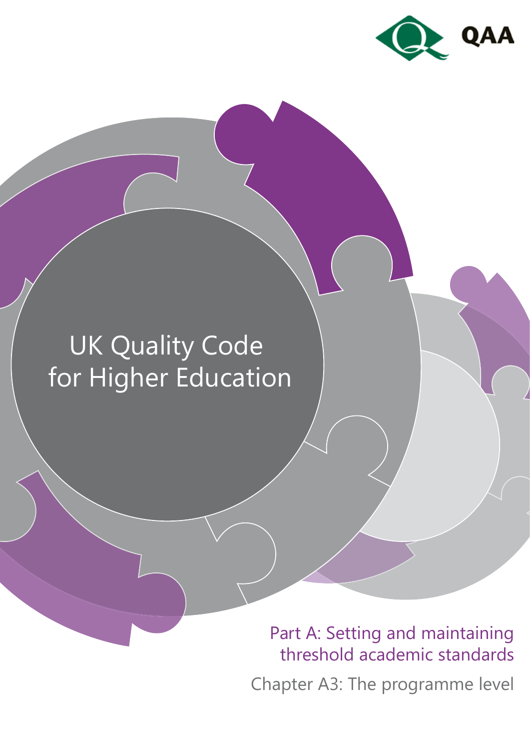QAA

# UK Quality Code for Higher Education

## Part A: Setting and maintaining threshold academic standards

### Chapter A3: The programme level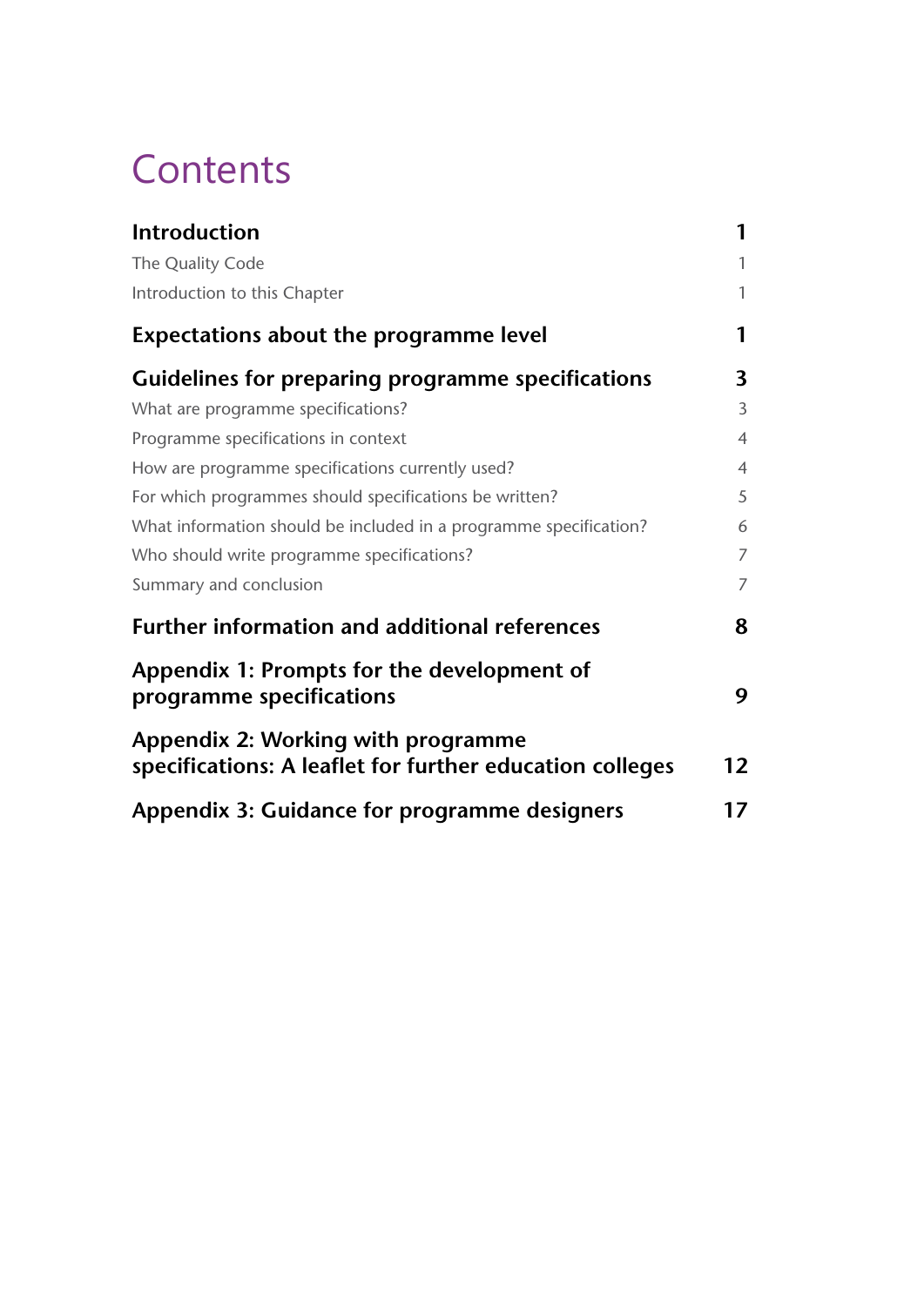# Contents

| | |
|---|---|
| **Introduction** | **1** |
| The Quality Code | 1 |
| Introduction to this Chapter | 1 |
| **Expectations about the programme level** | **1** |
| **Guidelines for preparing programme specifications** | **3** |
| What are programme specifications? | 3 |
| Programme specifications in context | 4 |
| How are programme specifications currently used? | 4 |
| For which programmes should specifications be written? | 5 |
| What information should be included in a programme specification? | 6 |
| Who should write programme specifications? | 7 |
| Summary and conclusion | 7 |
| **Further information and additional references** | **8** |
| **Appendix 1: Prompts for the development of programme specifications** | **9** |
| **Appendix 2: Working with programme specifications: A leaflet for further education colleges** | **12** |
| **Appendix 3: Guidance for programme designers** | **17** |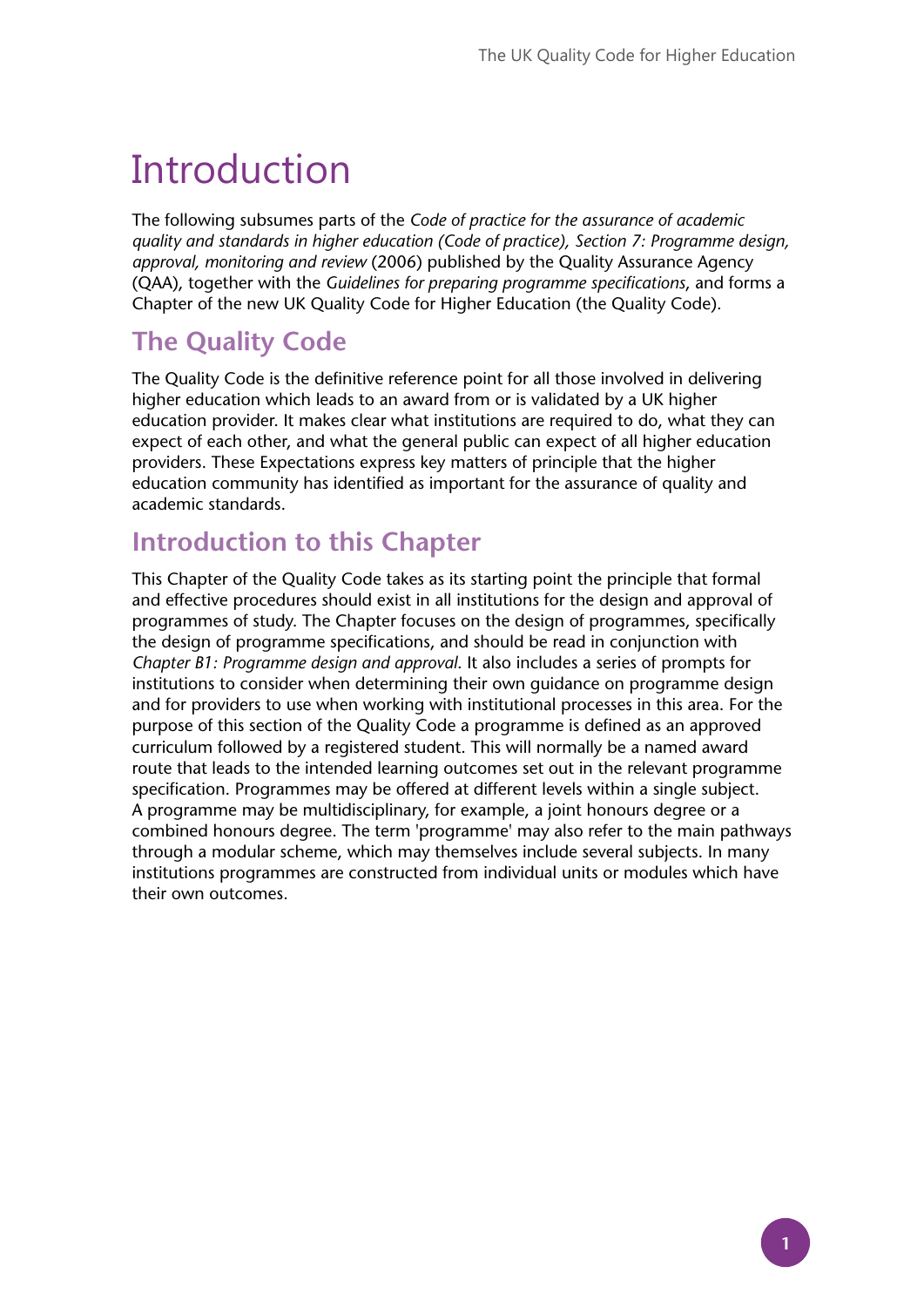# Introduction

The following subsumes parts of the *Code of practice for the assurance of academic quality and standards in higher education (Code of practice), Section 7: Programme design, approval, monitoring and review* (2006) published by the Quality Assurance Agency (QAA), together with the *Guidelines for preparing programme specifications*, and forms a Chapter of the new UK Quality Code for Higher Education (the Quality Code).

## The Quality Code

The Quality Code is the definitive reference point for all those involved in delivering higher education which leads to an award from or is validated by a UK higher education provider. It makes clear what institutions are required to do, what they can expect of each other, and what the general public can expect of all higher education providers. These Expectations express key matters of principle that the higher education community has identified as important for the assurance of quality and academic standards.

## Introduction to this Chapter

This Chapter of the Quality Code takes as its starting point the principle that formal and effective procedures should exist in all institutions for the design and approval of programmes of study. The Chapter focuses on the design of programmes, specifically the design of programme specifications, and should be read in conjunction with *Chapter B1: Programme design and approval*. It also includes a series of prompts for institutions to consider when determining their own guidance on programme design and for providers to use when working with institutional processes in this area. For the purpose of this section of the Quality Code a programme is defined as an approved curriculum followed by a registered student. This will normally be a named award route that leads to the intended learning outcomes set out in the relevant programme specification. Programmes may be offered at different levels within a single subject. A programme may be multidisciplinary, for example, a joint honours degree or a combined honours degree. The term 'programme' may also refer to the main pathways through a modular scheme, which may themselves include several subjects. In many institutions programmes are constructed from individual units or modules which have their own outcomes.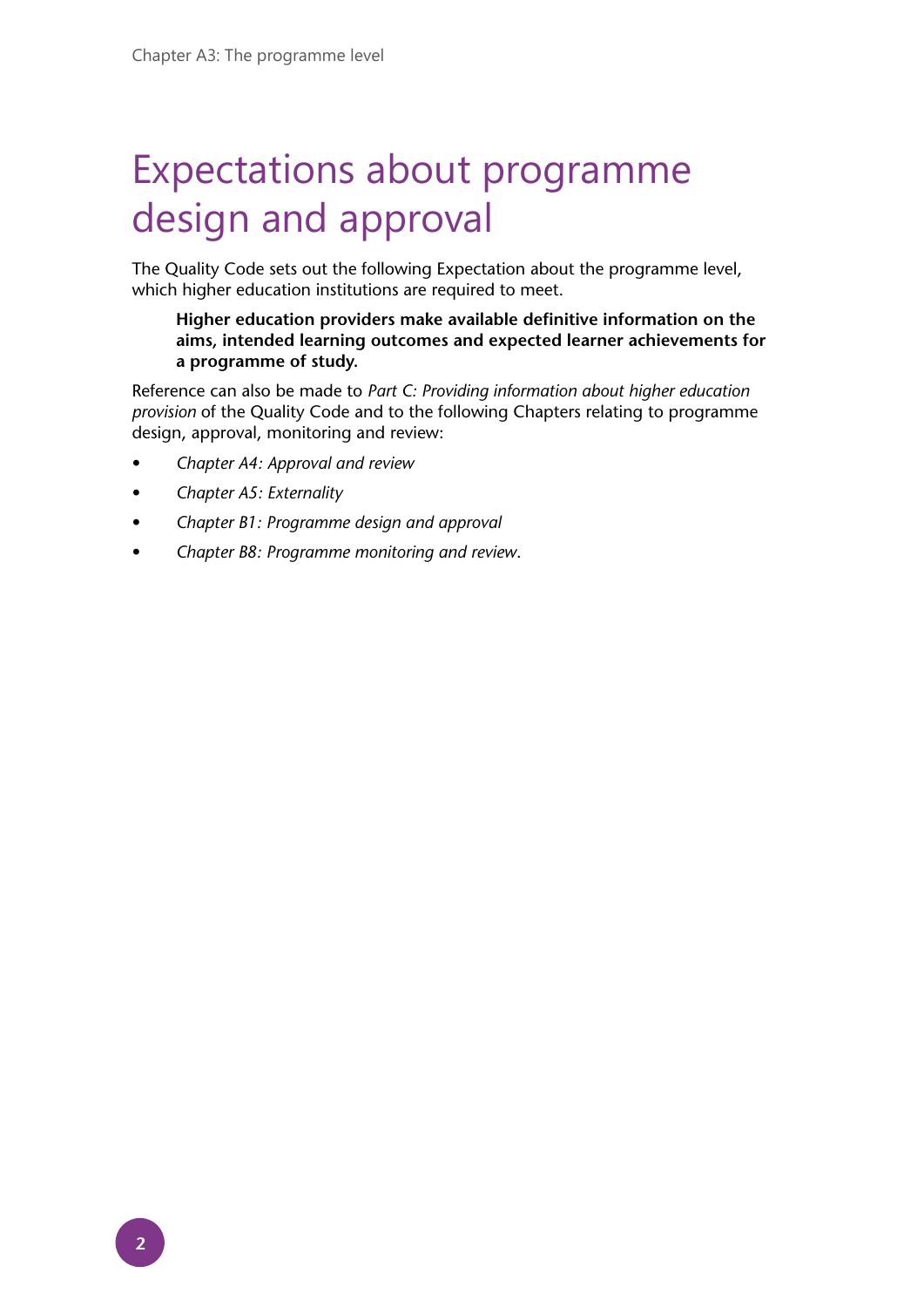# Expectations about programme design and approval

The Quality Code sets out the following Expectation about the programme level, which higher education institutions are required to meet.

> **Higher education providers make available definitive information on the aims, intended learning outcomes and expected learner achievements for a programme of study.**

Reference can also be made to *Part C: Providing information about higher education provision* of the Quality Code and to the following Chapters relating to programme design, approval, monitoring and review:

- *Chapter A4: Approval and review*
- *Chapter A5: Externality*
- *Chapter B1: Programme design and approval*
- *Chapter B8: Programme monitoring and review*.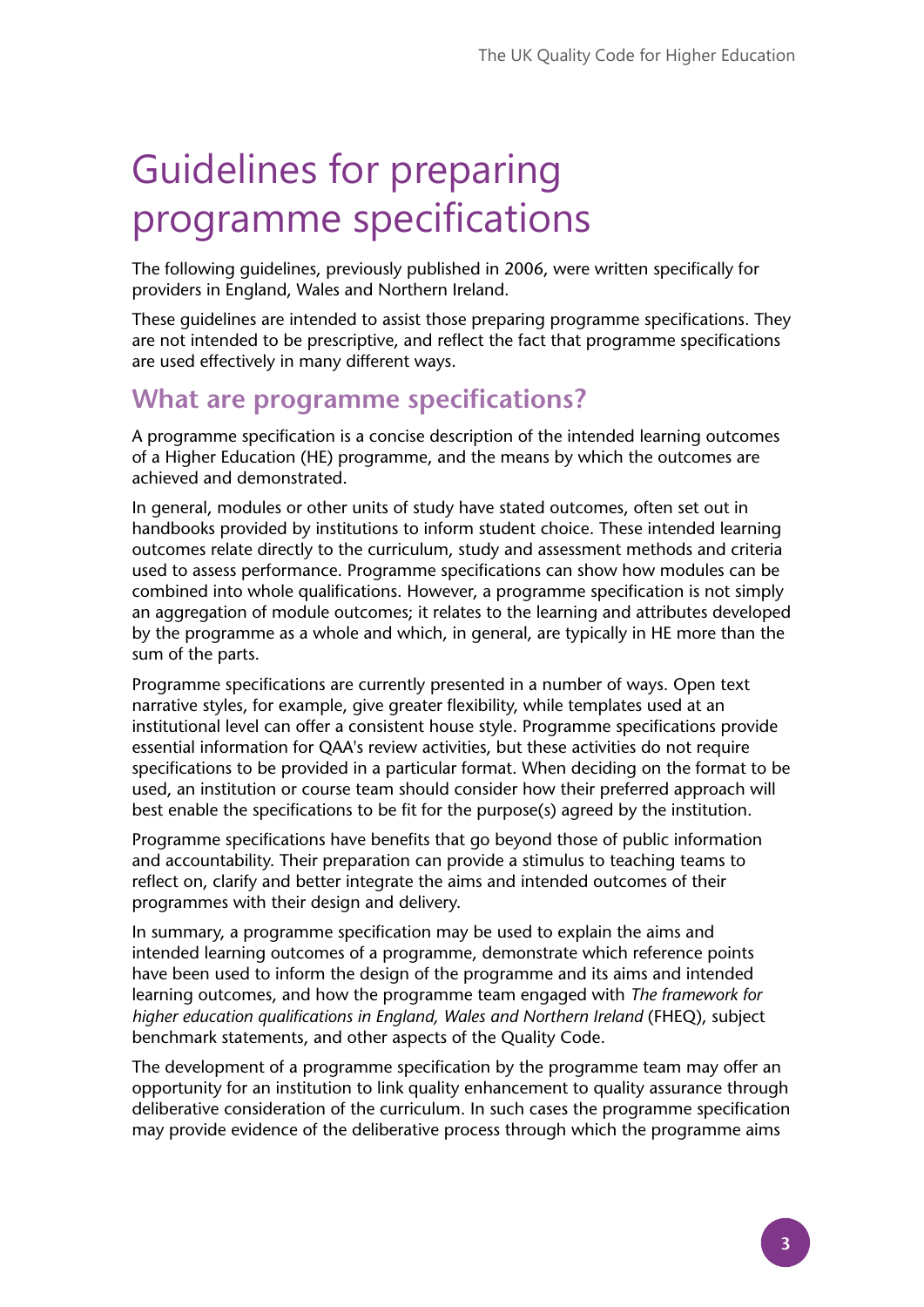# Guidelines for preparing programme specifications

The following guidelines, previously published in 2006, were written specifically for providers in England, Wales and Northern Ireland.

These guidelines are intended to assist those preparing programme specifications. They are not intended to be prescriptive, and reflect the fact that programme specifications are used effectively in many different ways.

## What are programme specifications?

A programme specification is a concise description of the intended learning outcomes of a Higher Education (HE) programme, and the means by which the outcomes are achieved and demonstrated.

In general, modules or other units of study have stated outcomes, often set out in handbooks provided by institutions to inform student choice. These intended learning outcomes relate directly to the curriculum, study and assessment methods and criteria used to assess performance. Programme specifications can show how modules can be combined into whole qualifications. However, a programme specification is not simply an aggregation of module outcomes; it relates to the learning and attributes developed by the programme as a whole and which, in general, are typically in HE more than the sum of the parts.

Programme specifications are currently presented in a number of ways. Open text narrative styles, for example, give greater flexibility, while templates used at an institutional level can offer a consistent house style. Programme specifications provide essential information for QAA's review activities, but these activities do not require specifications to be provided in a particular format. When deciding on the format to be used, an institution or course team should consider how their preferred approach will best enable the specifications to be fit for the purpose(s) agreed by the institution.

Programme specifications have benefits that go beyond those of public information and accountability. Their preparation can provide a stimulus to teaching teams to reflect on, clarify and better integrate the aims and intended outcomes of their programmes with their design and delivery.

In summary, a programme specification may be used to explain the aims and intended learning outcomes of a programme, demonstrate which reference points have been used to inform the design of the programme and its aims and intended learning outcomes, and how the programme team engaged with *The framework for higher education qualifications in England, Wales and Northern Ireland* (FHEQ), subject benchmark statements, and other aspects of the Quality Code.

The development of a programme specification by the programme team may offer an opportunity for an institution to link quality enhancement to quality assurance through deliberative consideration of the curriculum. In such cases the programme specification may provide evidence of the deliberative process through which the programme aims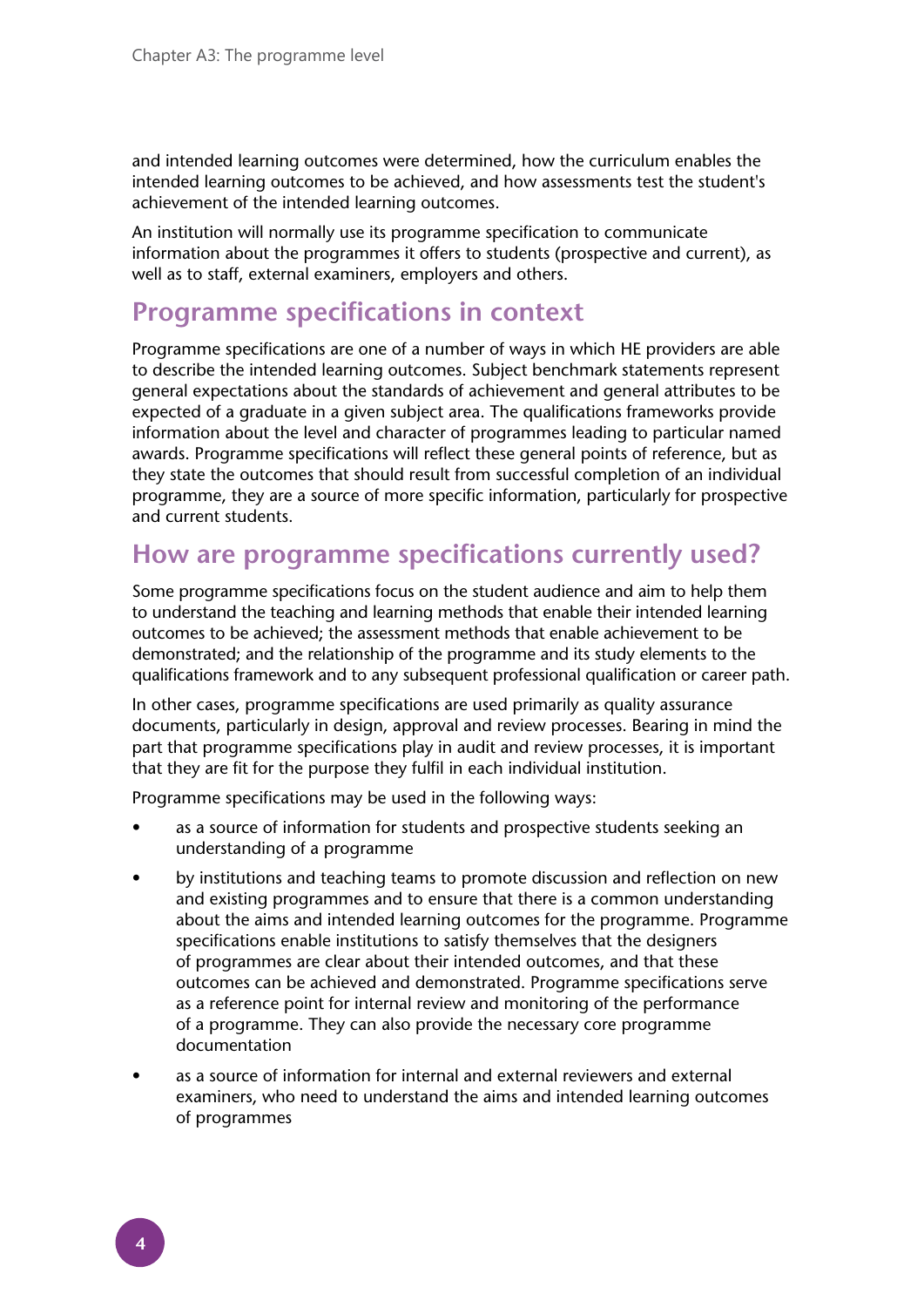and intended learning outcomes were determined, how the curriculum enables the intended learning outcomes to be achieved, and how assessments test the student's achievement of the intended learning outcomes.

An institution will normally use its programme specification to communicate information about the programmes it offers to students (prospective and current), as well as to staff, external examiners, employers and others.

## Programme specifications in context

Programme specifications are one of a number of ways in which HE providers are able to describe the intended learning outcomes. Subject benchmark statements represent general expectations about the standards of achievement and general attributes to be expected of a graduate in a given subject area. The qualifications frameworks provide information about the level and character of programmes leading to particular named awards. Programme specifications will reflect these general points of reference, but as they state the outcomes that should result from successful completion of an individual programme, they are a source of more specific information, particularly for prospective and current students.

## How are programme specifications currently used?

Some programme specifications focus on the student audience and aim to help them to understand the teaching and learning methods that enable their intended learning outcomes to be achieved; the assessment methods that enable achievement to be demonstrated; and the relationship of the programme and its study elements to the qualifications framework and to any subsequent professional qualification or career path.

In other cases, programme specifications are used primarily as quality assurance documents, particularly in design, approval and review processes. Bearing in mind the part that programme specifications play in audit and review processes, it is important that they are fit for the purpose they fulfil in each individual institution.

Programme specifications may be used in the following ways:

- as a source of information for students and prospective students seeking an understanding of a programme
- by institutions and teaching teams to promote discussion and reflection on new and existing programmes and to ensure that there is a common understanding about the aims and intended learning outcomes for the programme. Programme specifications enable institutions to satisfy themselves that the designers of programmes are clear about their intended outcomes, and that these outcomes can be achieved and demonstrated. Programme specifications serve as a reference point for internal review and monitoring of the performance of a programme. They can also provide the necessary core programme documentation
- as a source of information for internal and external reviewers and external examiners, who need to understand the aims and intended learning outcomes of programmes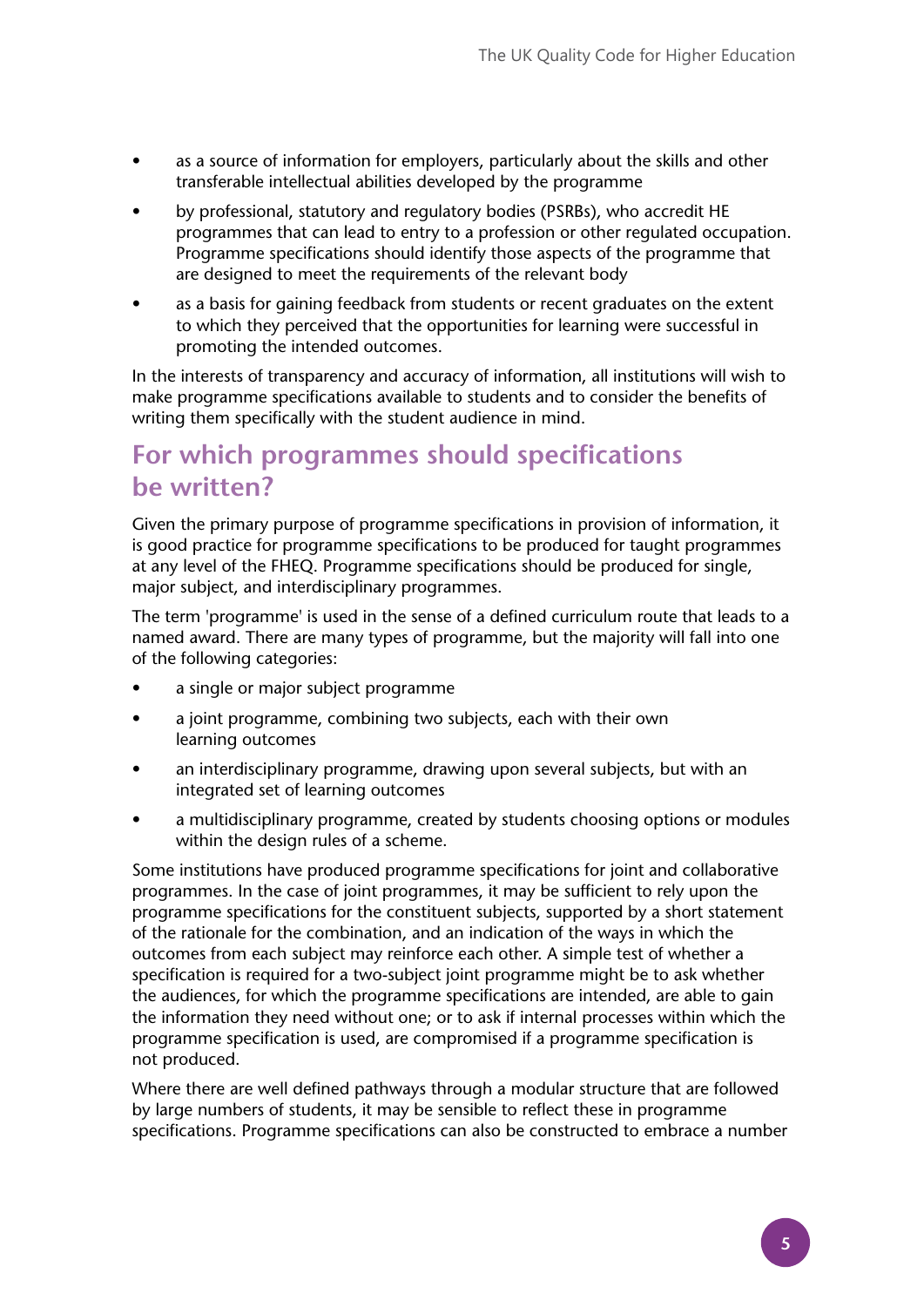- as a source of information for employers, particularly about the skills and other transferable intellectual abilities developed by the programme
- by professional, statutory and regulatory bodies (PSRBs), who accredit HE programmes that can lead to entry to a profession or other regulated occupation. Programme specifications should identify those aspects of the programme that are designed to meet the requirements of the relevant body
- as a basis for gaining feedback from students or recent graduates on the extent to which they perceived that the opportunities for learning were successful in promoting the intended outcomes.

In the interests of transparency and accuracy of information, all institutions will wish to make programme specifications available to students and to consider the benefits of writing them specifically with the student audience in mind.

## For which programmes should specifications be written?

Given the primary purpose of programme specifications in provision of information, it is good practice for programme specifications to be produced for taught programmes at any level of the FHEQ. Programme specifications should be produced for single, major subject, and interdisciplinary programmes.

The term 'programme' is used in the sense of a defined curriculum route that leads to a named award. There are many types of programme, but the majority will fall into one of the following categories:

- a single or major subject programme
- a joint programme, combining two subjects, each with their own learning outcomes
- an interdisciplinary programme, drawing upon several subjects, but with an integrated set of learning outcomes
- a multidisciplinary programme, created by students choosing options or modules within the design rules of a scheme.

Some institutions have produced programme specifications for joint and collaborative programmes. In the case of joint programmes, it may be sufficient to rely upon the programme specifications for the constituent subjects, supported by a short statement of the rationale for the combination, and an indication of the ways in which the outcomes from each subject may reinforce each other. A simple test of whether a specification is required for a two-subject joint programme might be to ask whether the audiences, for which the programme specifications are intended, are able to gain the information they need without one; or to ask if internal processes within which the programme specification is used, are compromised if a programme specification is not produced.

Where there are well defined pathways through a modular structure that are followed by large numbers of students, it may be sensible to reflect these in programme specifications. Programme specifications can also be constructed to embrace a number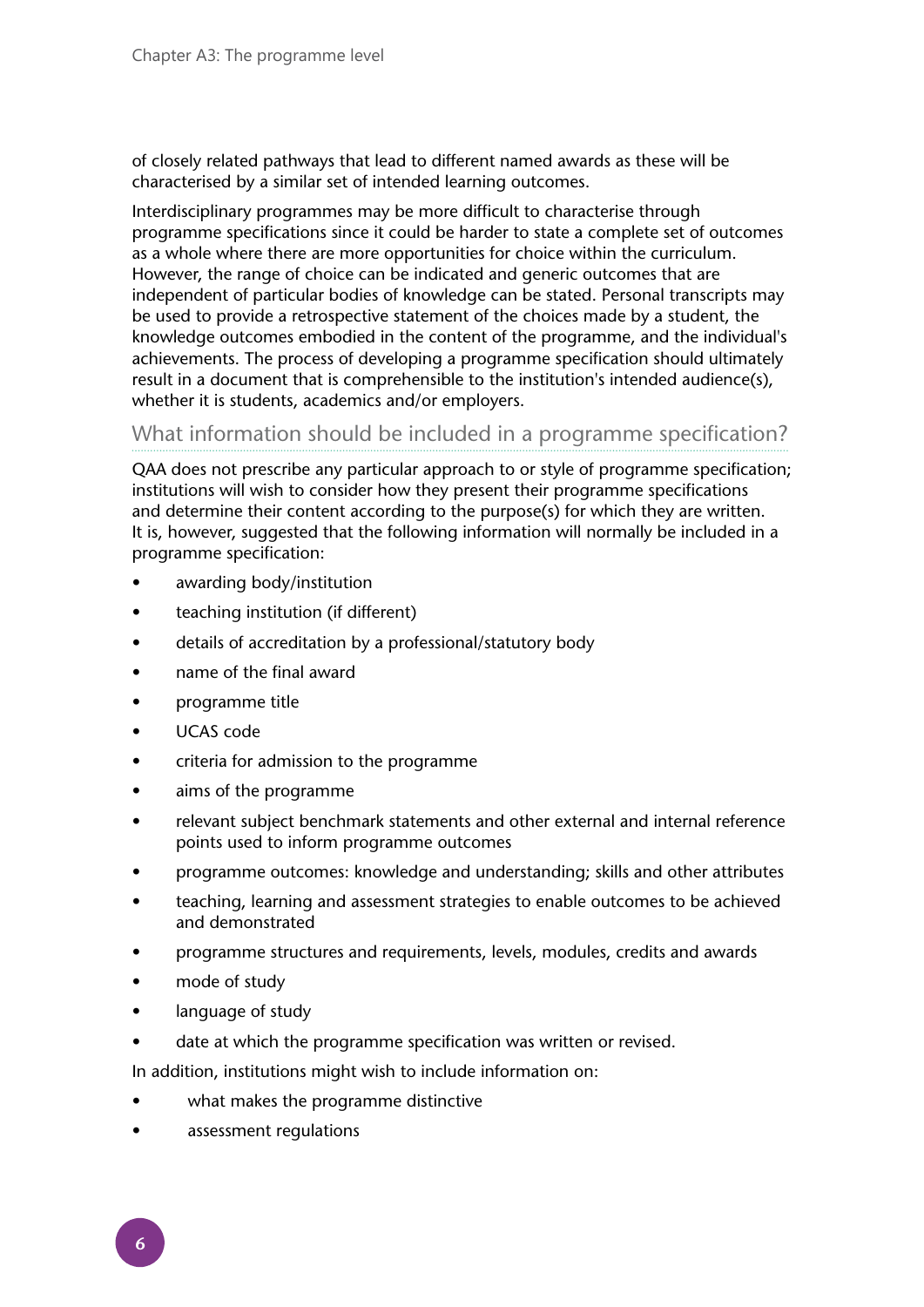of closely related pathways that lead to different named awards as these will be characterised by a similar set of intended learning outcomes.

Interdisciplinary programmes may be more difficult to characterise through programme specifications since it could be harder to state a complete set of outcomes as a whole where there are more opportunities for choice within the curriculum. However, the range of choice can be indicated and generic outcomes that are independent of particular bodies of knowledge can be stated. Personal transcripts may be used to provide a retrospective statement of the choices made by a student, the knowledge outcomes embodied in the content of the programme, and the individual's achievements. The process of developing a programme specification should ultimately result in a document that is comprehensible to the institution's intended audience(s), whether it is students, academics and/or employers.

## What information should be included in a programme specification?

QAA does not prescribe any particular approach to or style of programme specification; institutions will wish to consider how they present their programme specifications and determine their content according to the purpose(s) for which they are written. It is, however, suggested that the following information will normally be included in a programme specification:

- awarding body/institution
- teaching institution (if different)
- details of accreditation by a professional/statutory body
- name of the final award
- programme title
- UCAS code
- criteria for admission to the programme
- aims of the programme
- relevant subject benchmark statements and other external and internal reference points used to inform programme outcomes
- programme outcomes: knowledge and understanding; skills and other attributes
- teaching, learning and assessment strategies to enable outcomes to be achieved and demonstrated
- programme structures and requirements, levels, modules, credits and awards
- mode of study
- language of study
- date at which the programme specification was written or revised.

In addition, institutions might wish to include information on:

- what makes the programme distinctive
- assessment regulations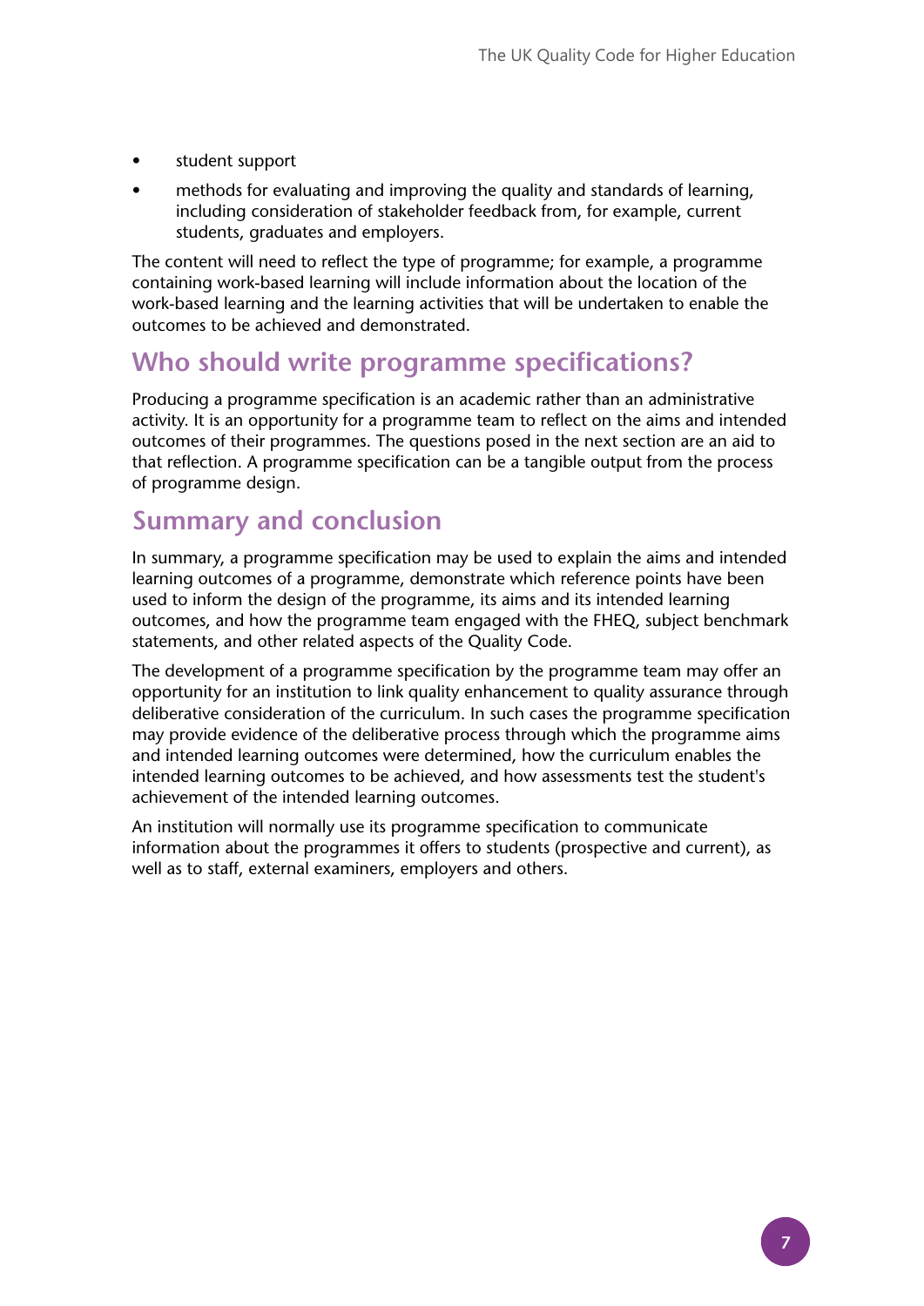- student support
- methods for evaluating and improving the quality and standards of learning, including consideration of stakeholder feedback from, for example, current students, graduates and employers.

The content will need to reflect the type of programme; for example, a programme containing work-based learning will include information about the location of the work-based learning and the learning activities that will be undertaken to enable the outcomes to be achieved and demonstrated.

## Who should write programme specifications?

Producing a programme specification is an academic rather than an administrative activity. It is an opportunity for a programme team to reflect on the aims and intended outcomes of their programmes. The questions posed in the next section are an aid to that reflection. A programme specification can be a tangible output from the process of programme design.

## Summary and conclusion

In summary, a programme specification may be used to explain the aims and intended learning outcomes of a programme, demonstrate which reference points have been used to inform the design of the programme, its aims and its intended learning outcomes, and how the programme team engaged with the FHEQ, subject benchmark statements, and other related aspects of the Quality Code.

The development of a programme specification by the programme team may offer an opportunity for an institution to link quality enhancement to quality assurance through deliberative consideration of the curriculum. In such cases the programme specification may provide evidence of the deliberative process through which the programme aims and intended learning outcomes were determined, how the curriculum enables the intended learning outcomes to be achieved, and how assessments test the student's achievement of the intended learning outcomes.

An institution will normally use its programme specification to communicate information about the programmes it offers to students (prospective and current), as well as to staff, external examiners, employers and others.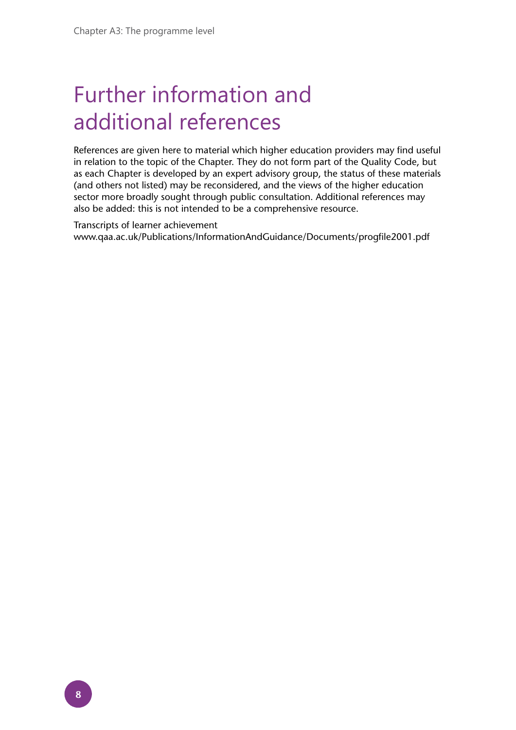# Further information and additional references

References are given here to material which higher education providers may find useful in relation to the topic of the Chapter. They do not form part of the Quality Code, but as each Chapter is developed by an expert advisory group, the status of these materials (and others not listed) may be reconsidered, and the views of the higher education sector more broadly sought through public consultation. Additional references may also be added: this is not intended to be a comprehensive resource.

Transcripts of learner achievement
www.qaa.ac.uk/Publications/InformationAndGuidance/Documents/progfile2001.pdf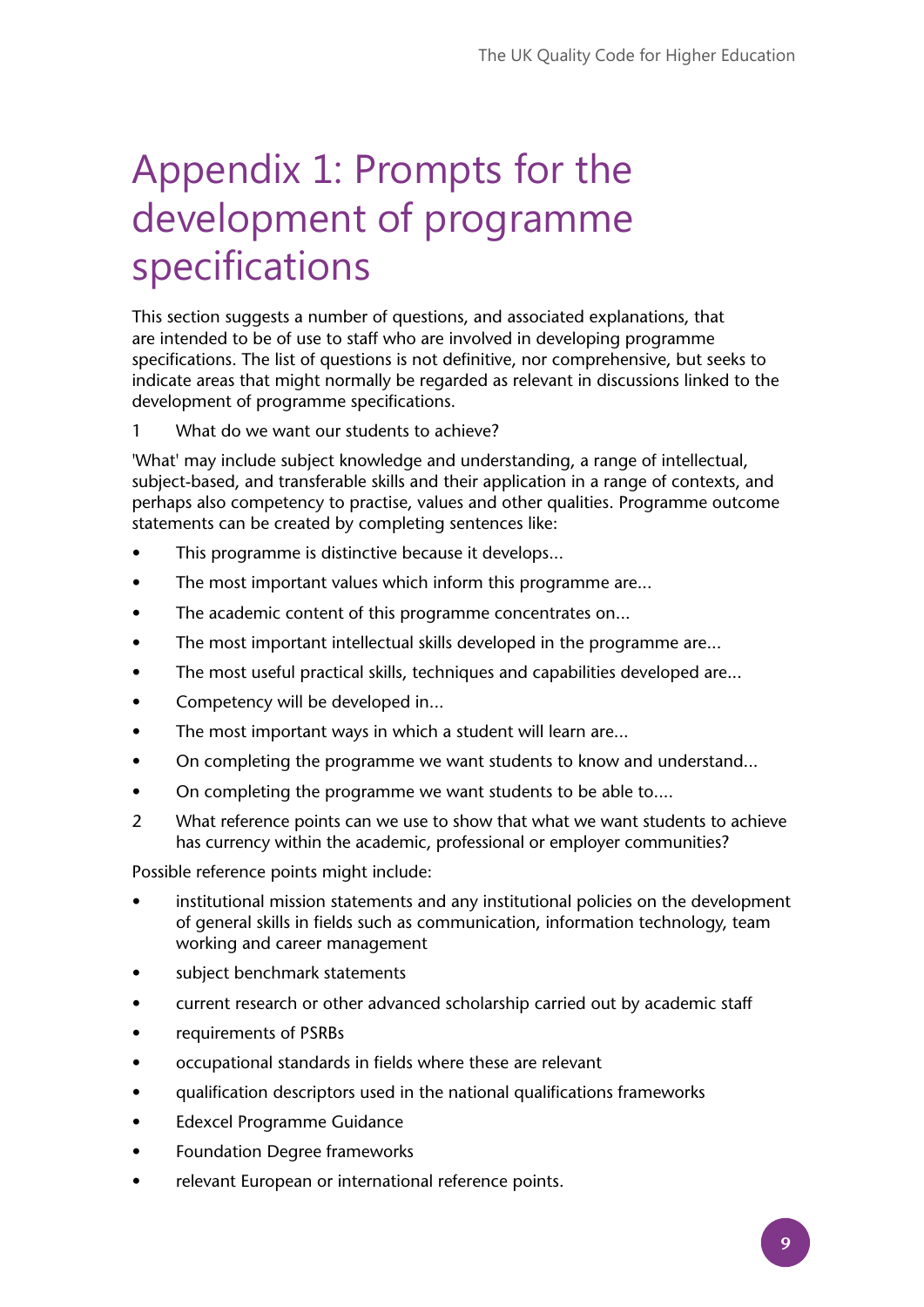# Appendix 1: Prompts for the development of programme specifications

This section suggests a number of questions, and associated explanations, that are intended to be of use to staff who are involved in developing programme specifications. The list of questions is not definitive, nor comprehensive, but seeks to indicate areas that might normally be regarded as relevant in discussions linked to the development of programme specifications.

1. What do we want our students to achieve?

'What' may include subject knowledge and understanding, a range of intellectual, subject-based, and transferable skills and their application in a range of contexts, and perhaps also competency to practise, values and other qualities. Programme outcome statements can be created by completing sentences like:

- This programme is distinctive because it develops...
- The most important values which inform this programme are...
- The academic content of this programme concentrates on...
- The most important intellectual skills developed in the programme are...
- The most useful practical skills, techniques and capabilities developed are...
- Competency will be developed in...
- The most important ways in which a student will learn are...
- On completing the programme we want students to know and understand...
- On completing the programme we want students to be able to....

2. What reference points can we use to show that what we want students to achieve has currency within the academic, professional or employer communities?

Possible reference points might include:

- institutional mission statements and any institutional policies on the development of general skills in fields such as communication, information technology, team working and career management
- subject benchmark statements
- current research or other advanced scholarship carried out by academic staff
- requirements of PSRBs
- occupational standards in fields where these are relevant
- qualification descriptors used in the national qualifications frameworks
- Edexcel Programme Guidance
- Foundation Degree frameworks
- relevant European or international reference points.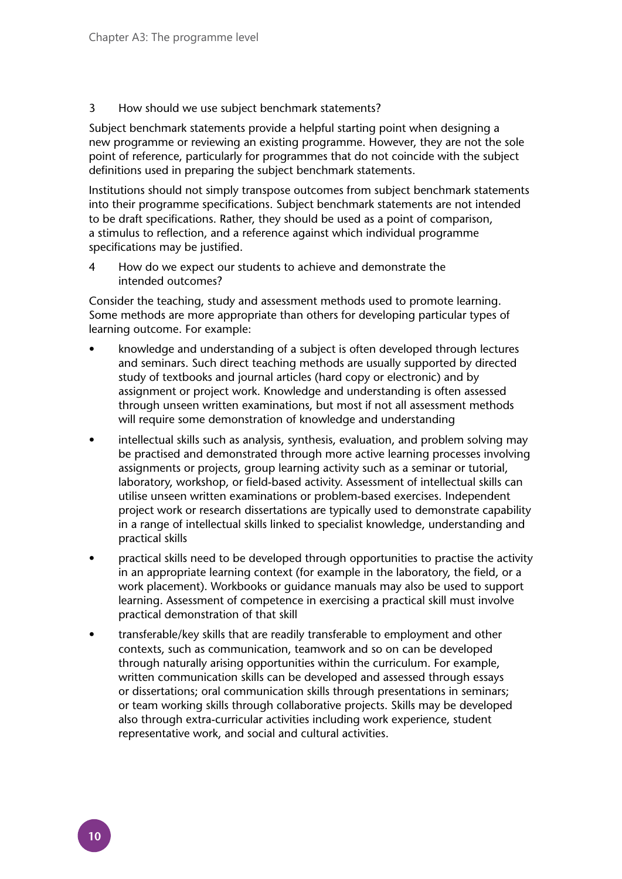3 How should we use subject benchmark statements?

Subject benchmark statements provide a helpful starting point when designing a new programme or reviewing an existing programme. However, they are not the sole point of reference, particularly for programmes that do not coincide with the subject definitions used in preparing the subject benchmark statements.

Institutions should not simply transpose outcomes from subject benchmark statements into their programme specifications. Subject benchmark statements are not intended to be draft specifications. Rather, they should be used as a point of comparison, a stimulus to reflection, and a reference against which individual programme specifications may be justified.

4 How do we expect our students to achieve and demonstrate the intended outcomes?

Consider the teaching, study and assessment methods used to promote learning. Some methods are more appropriate than others for developing particular types of learning outcome. For example:

- knowledge and understanding of a subject is often developed through lectures and seminars. Such direct teaching methods are usually supported by directed study of textbooks and journal articles (hard copy or electronic) and by assignment or project work. Knowledge and understanding is often assessed through unseen written examinations, but most if not all assessment methods will require some demonstration of knowledge and understanding
- intellectual skills such as analysis, synthesis, evaluation, and problem solving may be practised and demonstrated through more active learning processes involving assignments or projects, group learning activity such as a seminar or tutorial, laboratory, workshop, or field-based activity. Assessment of intellectual skills can utilise unseen written examinations or problem-based exercises. Independent project work or research dissertations are typically used to demonstrate capability in a range of intellectual skills linked to specialist knowledge, understanding and practical skills
- practical skills need to be developed through opportunities to practise the activity in an appropriate learning context (for example in the laboratory, the field, or a work placement). Workbooks or guidance manuals may also be used to support learning. Assessment of competence in exercising a practical skill must involve practical demonstration of that skill
- transferable/key skills that are readily transferable to employment and other contexts, such as communication, teamwork and so on can be developed through naturally arising opportunities within the curriculum. For example, written communication skills can be developed and assessed through essays or dissertations; oral communication skills through presentations in seminars; or team working skills through collaborative projects. Skills may be developed also through extra-curricular activities including work experience, student representative work, and social and cultural activities.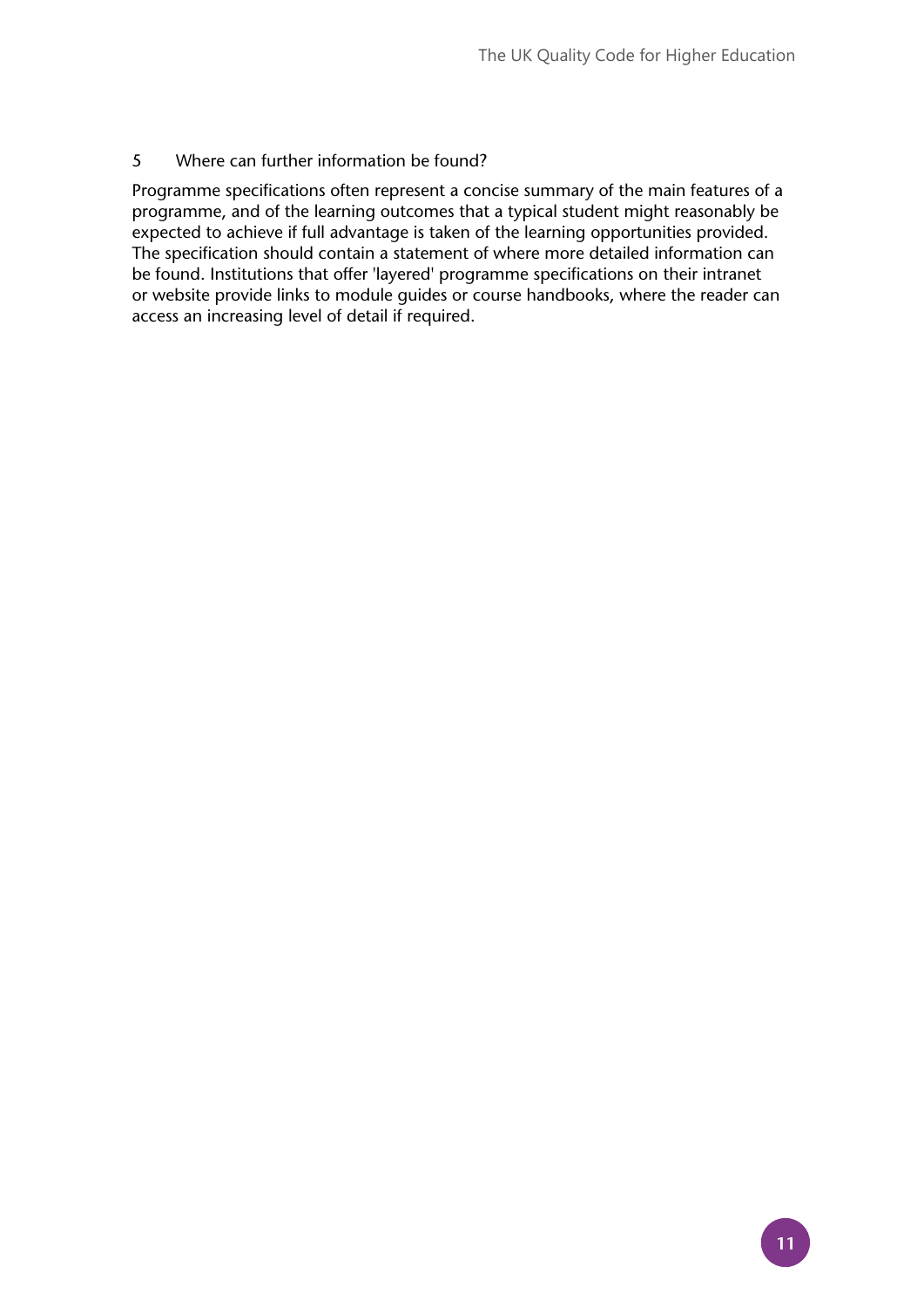## 5 Where can further information be found?

Programme specifications often represent a concise summary of the main features of a programme, and of the learning outcomes that a typical student might reasonably be expected to achieve if full advantage is taken of the learning opportunities provided. The specification should contain a statement of where more detailed information can be found. Institutions that offer 'layered' programme specifications on their intranet or website provide links to module guides or course handbooks, where the reader can access an increasing level of detail if required.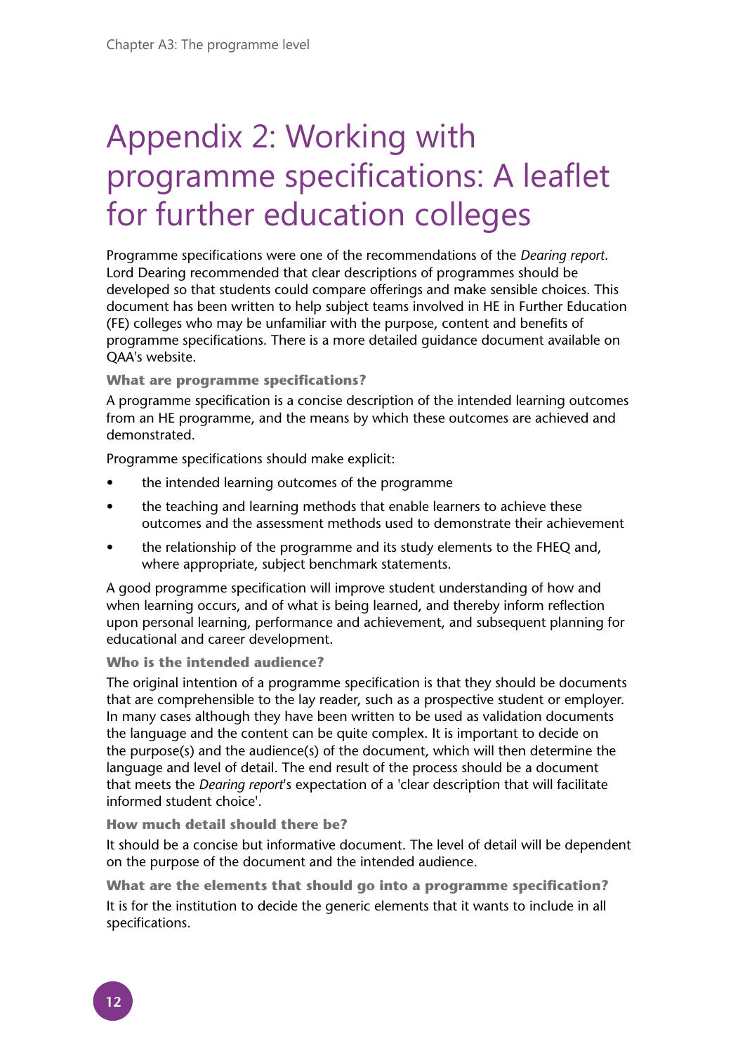# Appendix 2: Working with programme specifications: A leaflet for further education colleges

Programme specifications were one of the recommendations of the *Dearing report.* Lord Dearing recommended that clear descriptions of programmes should be developed so that students could compare offerings and make sensible choices. This document has been written to help subject teams involved in HE in Further Education (FE) colleges who may be unfamiliar with the purpose, content and benefits of programme specifications. There is a more detailed guidance document available on QAA's website.

### What are programme specifications?

A programme specification is a concise description of the intended learning outcomes from an HE programme, and the means by which these outcomes are achieved and demonstrated.

Programme specifications should make explicit:

- the intended learning outcomes of the programme
- the teaching and learning methods that enable learners to achieve these outcomes and the assessment methods used to demonstrate their achievement
- the relationship of the programme and its study elements to the FHEQ and, where appropriate, subject benchmark statements.

A good programme specification will improve student understanding of how and when learning occurs, and of what is being learned, and thereby inform reflection upon personal learning, performance and achievement, and subsequent planning for educational and career development.

### Who is the intended audience?

The original intention of a programme specification is that they should be documents that are comprehensible to the lay reader, such as a prospective student or employer. In many cases although they have been written to be used as validation documents the language and the content can be quite complex. It is important to decide on the purpose(s) and the audience(s) of the document, which will then determine the language and level of detail. The end result of the process should be a document that meets the *Dearing report*'s expectation of a 'clear description that will facilitate informed student choice'.

### How much detail should there be?

It should be a concise but informative document. The level of detail will be dependent on the purpose of the document and the intended audience.

### What are the elements that should go into a programme specification?

It is for the institution to decide the generic elements that it wants to include in all specifications.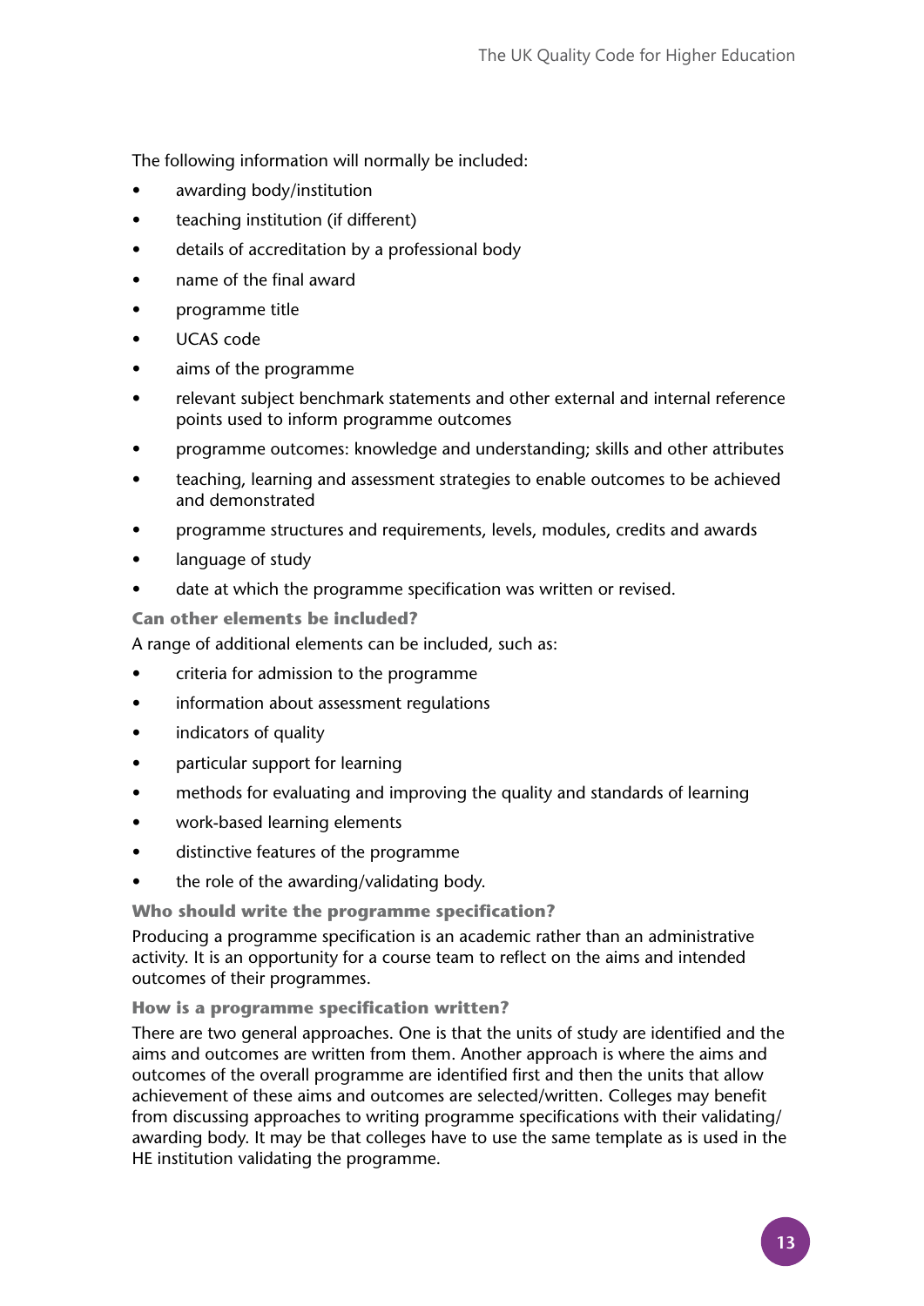The following information will normally be included:

- awarding body/institution
- teaching institution (if different)
- details of accreditation by a professional body
- name of the final award
- programme title
- UCAS code
- aims of the programme
- relevant subject benchmark statements and other external and internal reference points used to inform programme outcomes
- programme outcomes: knowledge and understanding; skills and other attributes
- teaching, learning and assessment strategies to enable outcomes to be achieved and demonstrated
- programme structures and requirements, levels, modules, credits and awards
- language of study
- date at which the programme specification was written or revised.

### Can other elements be included?

A range of additional elements can be included, such as:

- criteria for admission to the programme
- information about assessment regulations
- indicators of quality
- particular support for learning
- methods for evaluating and improving the quality and standards of learning
- work-based learning elements
- distinctive features of the programme
- the role of the awarding/validating body.

### Who should write the programme specification?

Producing a programme specification is an academic rather than an administrative activity. It is an opportunity for a course team to reflect on the aims and intended outcomes of their programmes.

### How is a programme specification written?

There are two general approaches. One is that the units of study are identified and the aims and outcomes are written from them. Another approach is where the aims and outcomes of the overall programme are identified first and then the units that allow achievement of these aims and outcomes are selected/written. Colleges may benefit from discussing approaches to writing programme specifications with their validating/awarding body. It may be that colleges have to use the same template as is used in the HE institution validating the programme.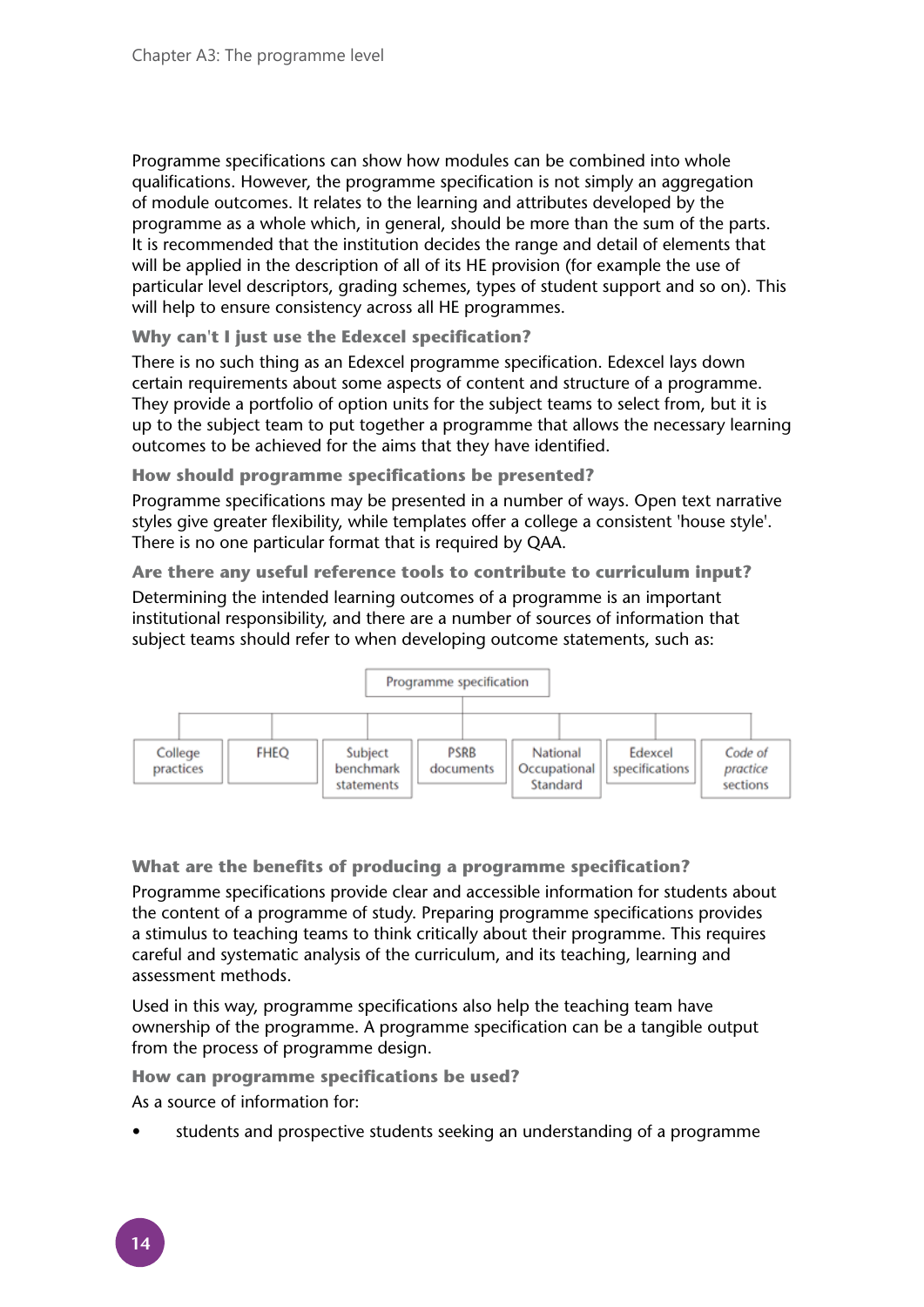Programme specifications can show how modules can be combined into whole qualifications. However, the programme specification is not simply an aggregation of module outcomes. It relates to the learning and attributes developed by the programme as a whole which, in general, should be more than the sum of the parts. It is recommended that the institution decides the range and detail of elements that will be applied in the description of all of its HE provision (for example the use of particular level descriptors, grading schemes, types of student support and so on). This will help to ensure consistency across all HE programmes.

### Why can't I just use the Edexcel specification?

There is no such thing as an Edexcel programme specification. Edexcel lays down certain requirements about some aspects of content and structure of a programme. They provide a portfolio of option units for the subject teams to select from, but it is up to the subject team to put together a programme that allows the necessary learning outcomes to be achieved for the aims that they have identified.

### How should programme specifications be presented?

Programme specifications may be presented in a number of ways. Open text narrative styles give greater flexibility, while templates offer a college a consistent 'house style'. There is no one particular format that is required by QAA.

### Are there any useful reference tools to contribute to curriculum input?

Determining the intended learning outcomes of a programme is an important institutional responsibility, and there are a number of sources of information that subject teams should refer to when developing outcome statements, such as:

Programme specification

- College practices
- FHEQ
- Subject benchmark statements
- PSRB documents
- National Occupational Standard
- Edexcel specifications
- *Code of practice* sections

### What are the benefits of producing a programme specification?

Programme specifications provide clear and accessible information for students about the content of a programme of study. Preparing programme specifications provides a stimulus to teaching teams to think critically about their programme. This requires careful and systematic analysis of the curriculum, and its teaching, learning and assessment methods.

Used in this way, programme specifications also help the teaching team have ownership of the programme. A programme specification can be a tangible output from the process of programme design.

### How can programme specifications be used?

As a source of information for:

- students and prospective students seeking an understanding of a programme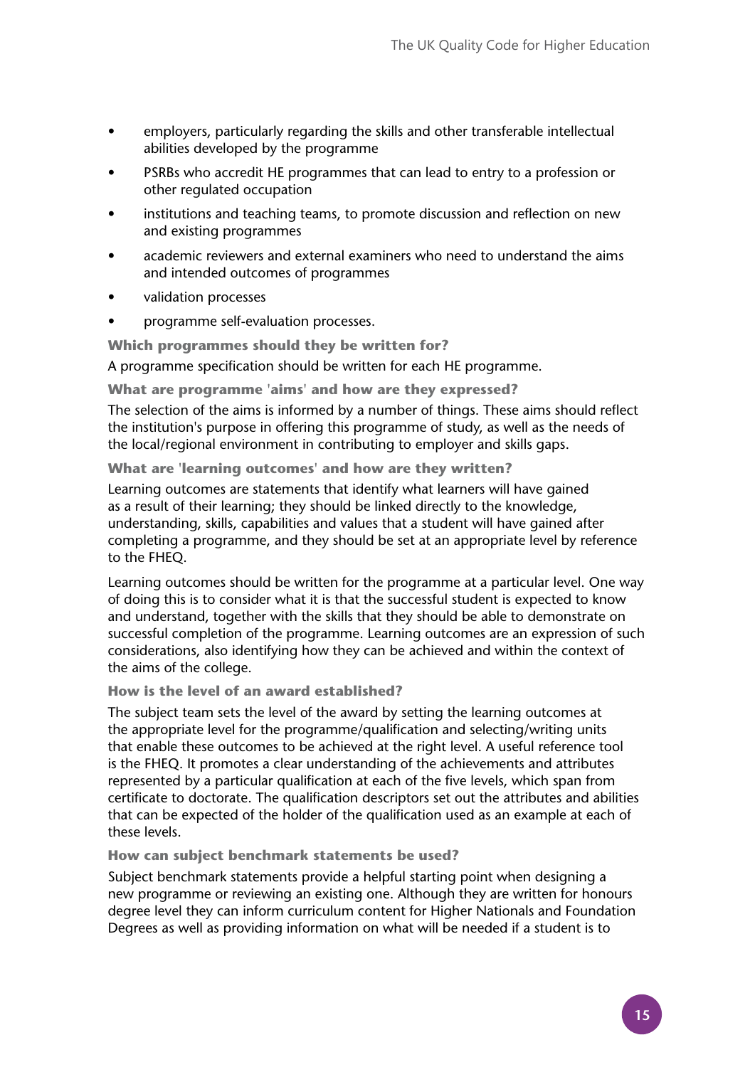- employers, particularly regarding the skills and other transferable intellectual abilities developed by the programme
- PSRBs who accredit HE programmes that can lead to entry to a profession or other regulated occupation
- institutions and teaching teams, to promote discussion and reflection on new and existing programmes
- academic reviewers and external examiners who need to understand the aims and intended outcomes of programmes
- validation processes
- programme self-evaluation processes.

### Which programmes should they be written for?

A programme specification should be written for each HE programme.

### What are programme 'aims' and how are they expressed?

The selection of the aims is informed by a number of things. These aims should reflect the institution's purpose in offering this programme of study, as well as the needs of the local/regional environment in contributing to employer and skills gaps.

### What are 'learning outcomes' and how are they written?

Learning outcomes are statements that identify what learners will have gained as a result of their learning; they should be linked directly to the knowledge, understanding, skills, capabilities and values that a student will have gained after completing a programme, and they should be set at an appropriate level by reference to the FHEQ.

Learning outcomes should be written for the programme at a particular level. One way of doing this is to consider what it is that the successful student is expected to know and understand, together with the skills that they should be able to demonstrate on successful completion of the programme. Learning outcomes are an expression of such considerations, also identifying how they can be achieved and within the context of the aims of the college.

### How is the level of an award established?

The subject team sets the level of the award by setting the learning outcomes at the appropriate level for the programme/qualification and selecting/writing units that enable these outcomes to be achieved at the right level. A useful reference tool is the FHEQ. It promotes a clear understanding of the achievements and attributes represented by a particular qualification at each of the five levels, which span from certificate to doctorate. The qualification descriptors set out the attributes and abilities that can be expected of the holder of the qualification used as an example at each of these levels.

### How can subject benchmark statements be used?

Subject benchmark statements provide a helpful starting point when designing a new programme or reviewing an existing one. Although they are written for honours degree level they can inform curriculum content for Higher Nationals and Foundation Degrees as well as providing information on what will be needed if a student is to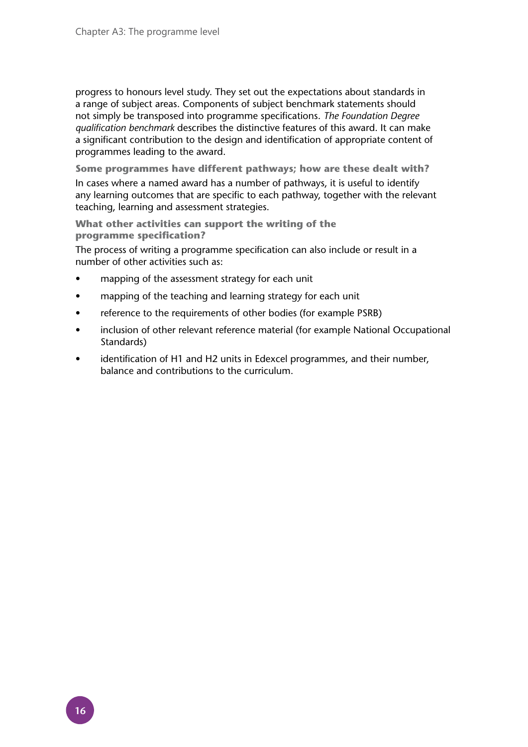progress to honours level study. They set out the expectations about standards in a range of subject areas. Components of subject benchmark statements should not simply be transposed into programme specifications. *The Foundation Degree qualification benchmark* describes the distinctive features of this award. It can make a significant contribution to the design and identification of appropriate content of programmes leading to the award.

**Some programmes have different pathways; how are these dealt with?**

In cases where a named award has a number of pathways, it is useful to identify any learning outcomes that are specific to each pathway, together with the relevant teaching, learning and assessment strategies.

**What other activities can support the writing of the programme specification?**

The process of writing a programme specification can also include or result in a number of other activities such as:

- mapping of the assessment strategy for each unit
- mapping of the teaching and learning strategy for each unit
- reference to the requirements of other bodies (for example PSRB)
- inclusion of other relevant reference material (for example National Occupational Standards)
- identification of H1 and H2 units in Edexcel programmes, and their number, balance and contributions to the curriculum.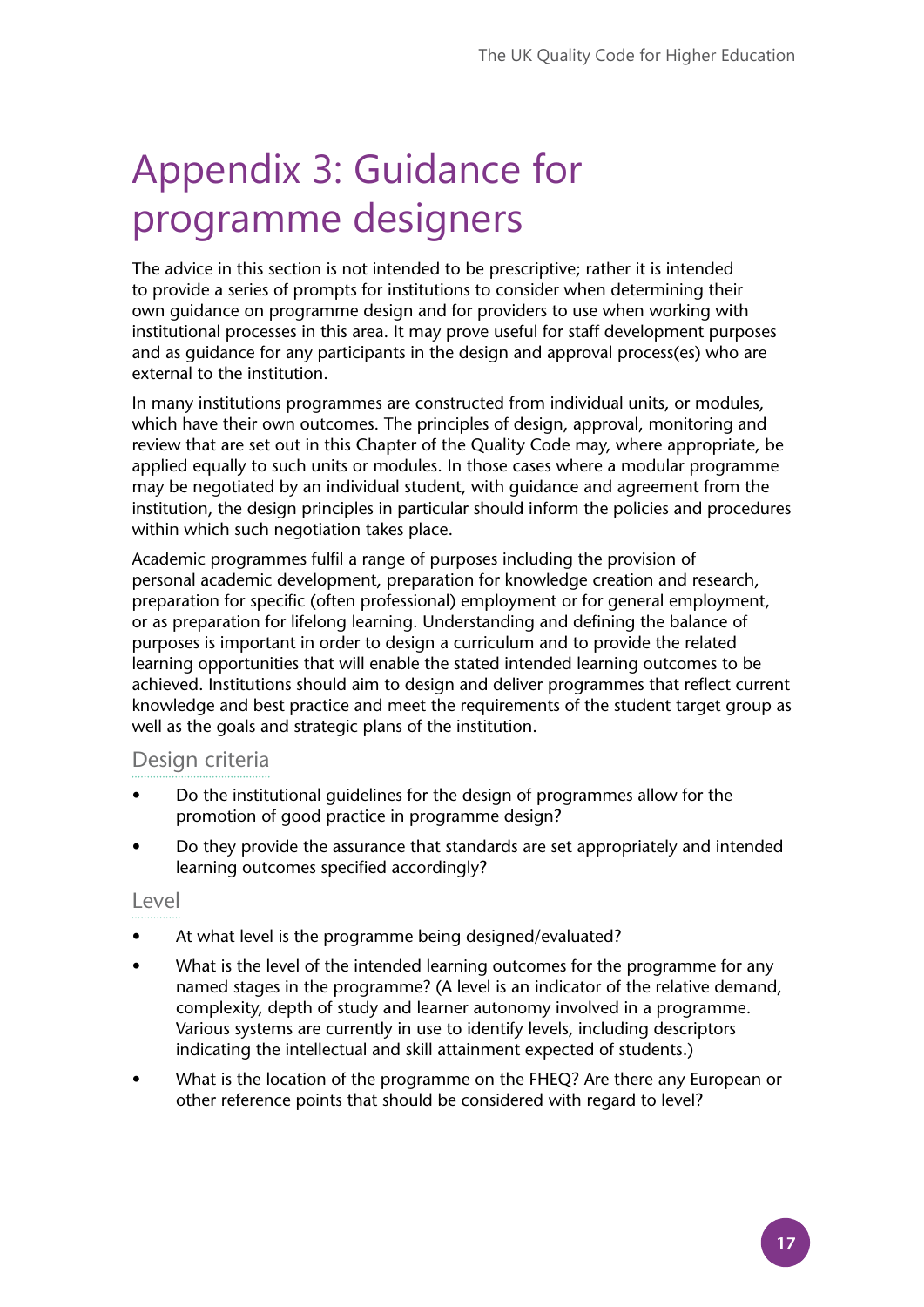# Appendix 3: Guidance for programme designers

The advice in this section is not intended to be prescriptive; rather it is intended to provide a series of prompts for institutions to consider when determining their own guidance on programme design and for providers to use when working with institutional processes in this area. It may prove useful for staff development purposes and as guidance for any participants in the design and approval process(es) who are external to the institution.

In many institutions programmes are constructed from individual units, or modules, which have their own outcomes. The principles of design, approval, monitoring and review that are set out in this Chapter of the Quality Code may, where appropriate, be applied equally to such units or modules. In those cases where a modular programme may be negotiated by an individual student, with guidance and agreement from the institution, the design principles in particular should inform the policies and procedures within which such negotiation takes place.

Academic programmes fulfil a range of purposes including the provision of personal academic development, preparation for knowledge creation and research, preparation for specific (often professional) employment or for general employment, or as preparation for lifelong learning. Understanding and defining the balance of purposes is important in order to design a curriculum and to provide the related learning opportunities that will enable the stated intended learning outcomes to be achieved. Institutions should aim to design and deliver programmes that reflect current knowledge and best practice and meet the requirements of the student target group as well as the goals and strategic plans of the institution.

## Design criteria

- Do the institutional guidelines for the design of programmes allow for the promotion of good practice in programme design?
- Do they provide the assurance that standards are set appropriately and intended learning outcomes specified accordingly?

## Level

- At what level is the programme being designed/evaluated?
- What is the level of the intended learning outcomes for the programme for any named stages in the programme? (A level is an indicator of the relative demand, complexity, depth of study and learner autonomy involved in a programme. Various systems are currently in use to identify levels, including descriptors indicating the intellectual and skill attainment expected of students.)
- What is the location of the programme on the FHEQ? Are there any European or other reference points that should be considered with regard to level?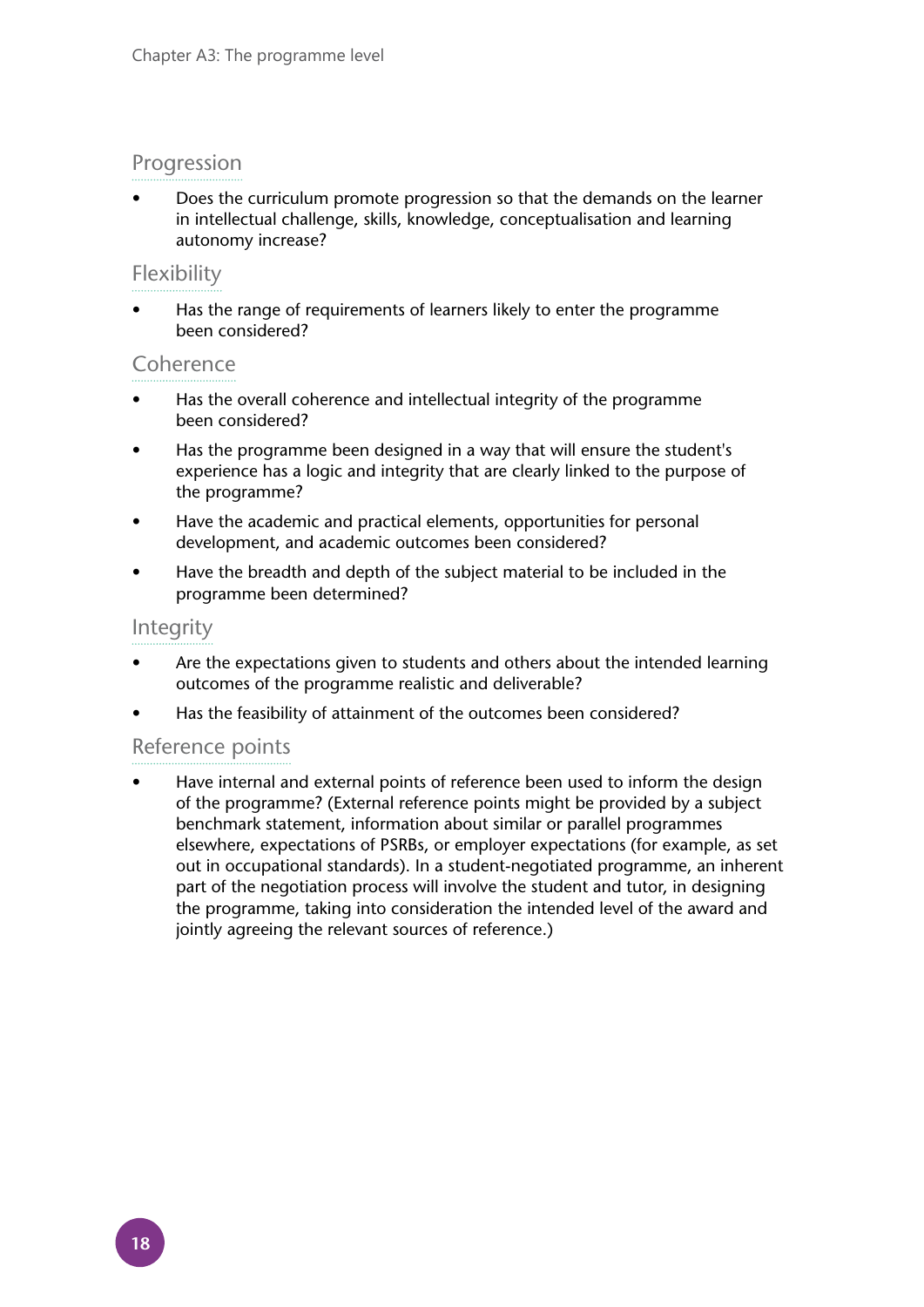## Progression

- Does the curriculum promote progression so that the demands on the learner in intellectual challenge, skills, knowledge, conceptualisation and learning autonomy increase?

## Flexibility

- Has the range of requirements of learners likely to enter the programme been considered?

## Coherence

- Has the overall coherence and intellectual integrity of the programme been considered?
- Has the programme been designed in a way that will ensure the student's experience has a logic and integrity that are clearly linked to the purpose of the programme?
- Have the academic and practical elements, opportunities for personal development, and academic outcomes been considered?
- Have the breadth and depth of the subject material to be included in the programme been determined?

## Integrity

- Are the expectations given to students and others about the intended learning outcomes of the programme realistic and deliverable?
- Has the feasibility of attainment of the outcomes been considered?

## Reference points

- Have internal and external points of reference been used to inform the design of the programme? (External reference points might be provided by a subject benchmark statement, information about similar or parallel programmes elsewhere, expectations of PSRBs, or employer expectations (for example, as set out in occupational standards). In a student-negotiated programme, an inherent part of the negotiation process will involve the student and tutor, in designing the programme, taking into consideration the intended level of the award and jointly agreeing the relevant sources of reference.)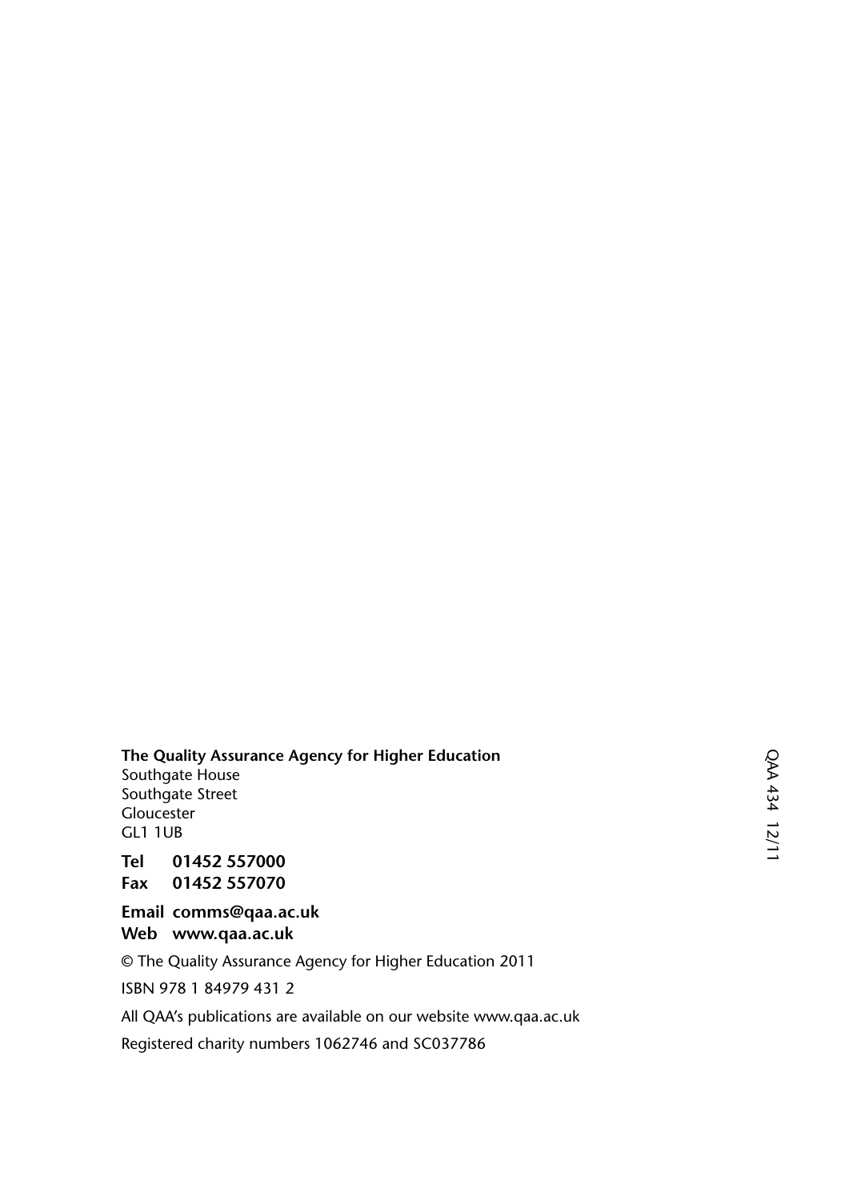**The Quality Assurance Agency for Higher Education**
Southgate House
Southgate Street
Gloucester
GL1 1UB

**Tel 01452 557000**
**Fax 01452 557070**

**Email comms@qaa.ac.uk**
**Web www.qaa.ac.uk**

© The Quality Assurance Agency for Higher Education 2011

ISBN 978 1 84979 431 2

All QAA's publications are available on our website www.qaa.ac.uk

Registered charity numbers 1062746 and SC037786

QAA 434 12/11